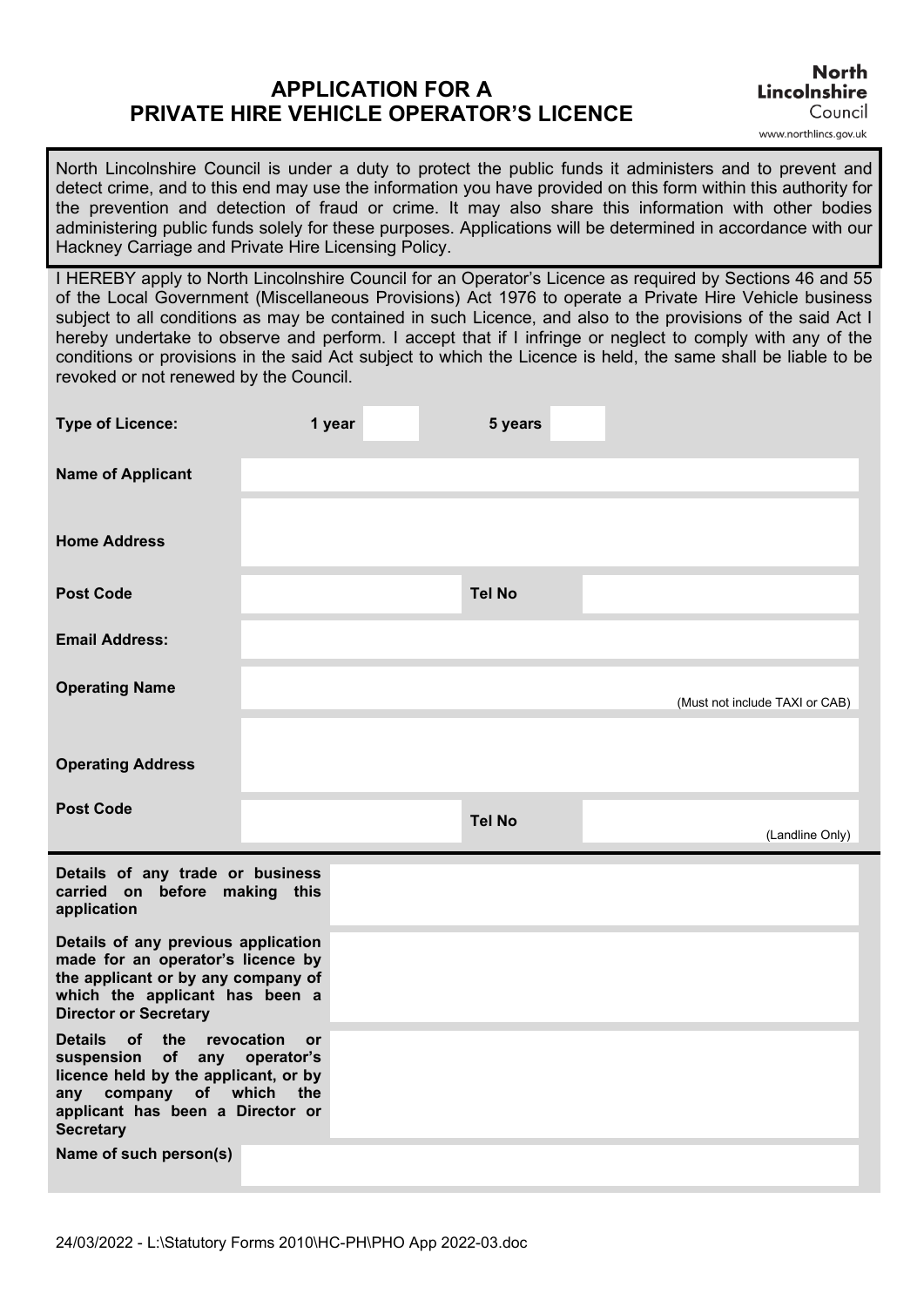# APPLICATION FOR A PRIVATE HIRE VEHICLE OPERATOR'S LICENCE

North Lincolnshire Council
www.northlincs.gov.uk

North Lincolnshire Council is under a duty to protect the public funds it administers and to prevent and detect crime, and to this end may use the information you have provided on this form within this authority for the prevention and detection of fraud or crime. It may also share this information with other bodies administering public funds solely for these purposes. Applications will be determined in accordance with our Hackney Carriage and Private Hire Licensing Policy.

I HEREBY apply to North Lincolnshire Council for an Operator's Licence as required by Sections 46 and 55 of the Local Government (Miscellaneous Provisions) Act 1976 to operate a Private Hire Vehicle business subject to all conditions as may be contained in such Licence, and also to the provisions of the said Act I hereby undertake to observe and perform. I accept that if I infringe or neglect to comply with any of the conditions or provisions in the said Act subject to which the Licence is held, the same shall be liable to be revoked or not renewed by the Council.

| | | | |
|---|---|---|---|
| **Type of Licence:** | **1 year** | **5 years** | |
| **Name of Applicant** | | | |
| **Home Address** | | | |
| **Post Code** | | **Tel No** | |
| **Email Address:** | | | |
| **Operating Name** | (Must not include TAXI or CAB) | | |
| **Operating Address** | | | |
| **Post Code** | | **Tel No** | (Landline Only) |

| | |
|---|---|
| **Details of any trade or business carried on before making this application** | |
| **Details of any previous application made for an operator's licence by the applicant or by any company of which the applicant has been a Director or Secretary** | |
| **Details of the revocation or suspension of any operator's licence held by the applicant, or by any company of which the applicant has been a Director or Secretary** | |
| **Name of such person(s)** | |

24/03/2022 - L:\Statutory Forms 2010\HC-PH\PHO App 2022-03.doc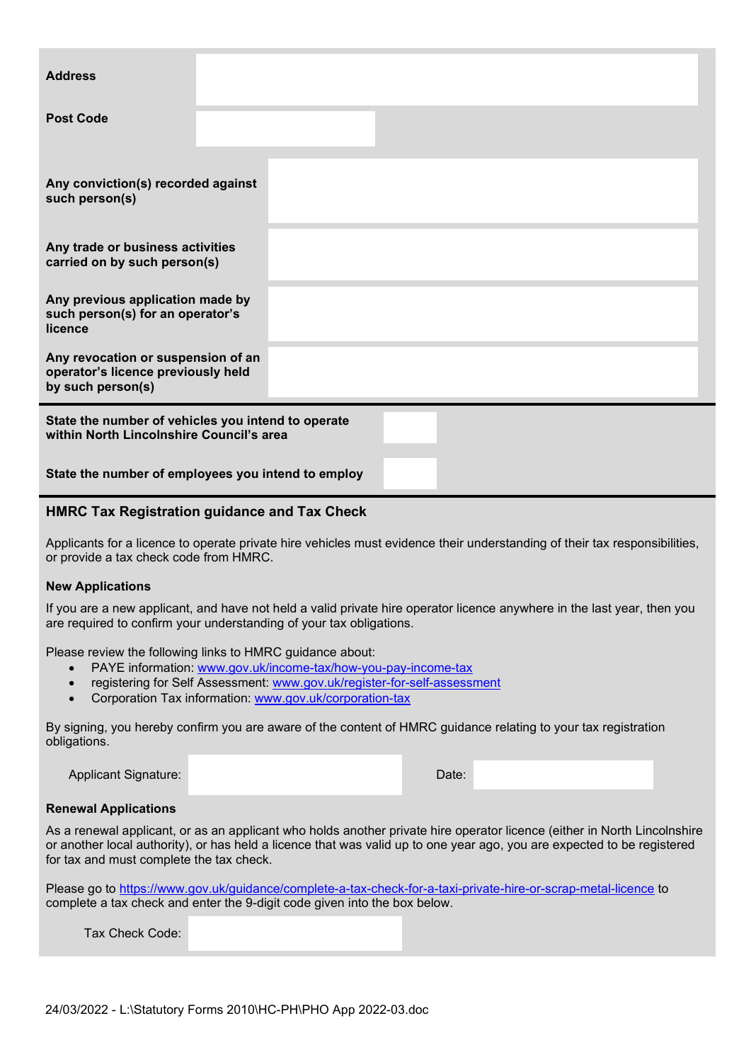| | |
|---|---|
| **Address** | |
| **Post Code** | |
| **Any conviction(s) recorded against such person(s)** | |
| **Any trade or business activities carried on by such person(s)** | |
| **Any previous application made by such person(s) for an operator's licence** | |
| **Any revocation or suspension of an operator's licence previously held by such person(s)** | |

| | |
|---|---|
| **State the number of vehicles you intend to operate within North Lincolnshire Council's area** | |
| **State the number of employees you intend to employ** | |

## HMRC Tax Registration guidance and Tax Check

Applicants for a licence to operate private hire vehicles must evidence their understanding of their tax responsibilities, or provide a tax check code from HMRC.

### New Applications

If you are a new applicant, and have not held a valid private hire operator licence anywhere in the last year, then you are required to confirm your understanding of your tax obligations.

Please review the following links to HMRC guidance about:

- PAYE information: www.gov.uk/income-tax/how-you-pay-income-tax
- registering for Self Assessment: www.gov.uk/register-for-self-assessment
- Corporation Tax information: www.gov.uk/corporation-tax

By signing, you hereby confirm you are aware of the content of HMRC guidance relating to your tax registration obligations.

Applicant Signature: &nbsp;&nbsp;&nbsp;&nbsp;&nbsp;&nbsp;&nbsp;&nbsp;&nbsp;&nbsp;&nbsp;&nbsp;&nbsp;&nbsp;&nbsp;&nbsp;&nbsp;&nbsp;&nbsp;&nbsp; Date:

### Renewal Applications

As a renewal applicant, or as an applicant who holds another private hire operator licence (either in North Lincolnshire or another local authority), or has held a licence that was valid up to one year ago, you are expected to be registered for tax and must complete the tax check.

Please go to https://www.gov.uk/guidance/complete-a-tax-check-for-a-taxi-private-hire-or-scrap-metal-licence to complete a tax check and enter the 9-digit code given into the box below.

Tax Check Code:

24/03/2022 - L:\Statutory Forms 2010\HC-PH\PHO App 2022-03.doc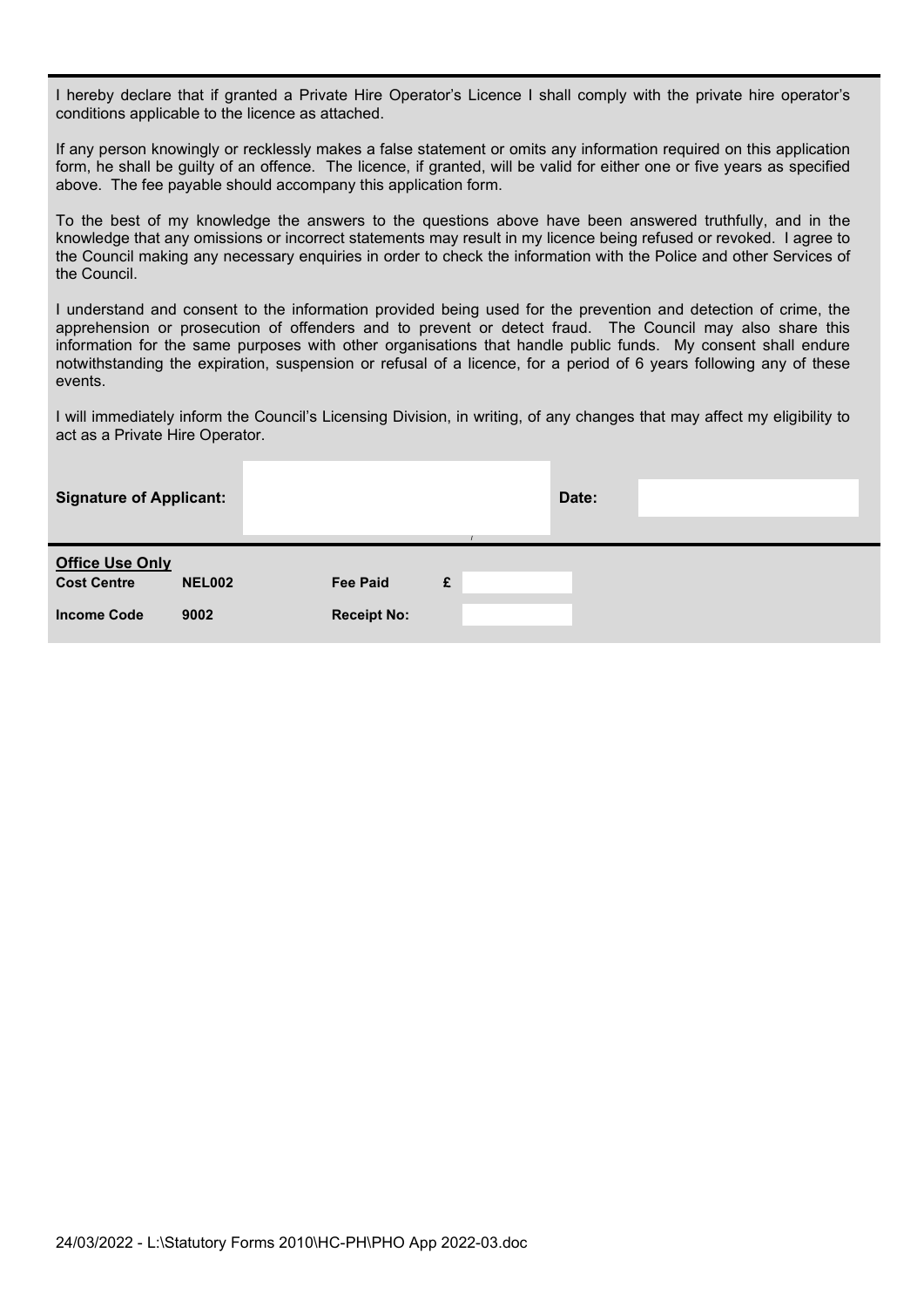I hereby declare that if granted a Private Hire Operator's Licence I shall comply with the private hire operator's conditions applicable to the licence as attached.

If any person knowingly or recklessly makes a false statement or omits any information required on this application form, he shall be guilty of an offence. The licence, if granted, will be valid for either one or five years as specified above. The fee payable should accompany this application form.

To the best of my knowledge the answers to the questions above have been answered truthfully, and in the knowledge that any omissions or incorrect statements may result in my licence being refused or revoked. I agree to the Council making any necessary enquiries in order to check the information with the Police and other Services of the Council.

I understand and consent to the information provided being used for the prevention and detection of crime, the apprehension or prosecution of offenders and to prevent or detect fraud. The Council may also share this information for the same purposes with other organisations that handle public funds. My consent shall endure notwithstanding the expiration, suspension or refusal of a licence, for a period of 6 years following any of these events.

I will immediately inform the Council's Licensing Division, in writing, of any changes that may affect my eligibility to act as a Private Hire Operator.

| **Signature of Applicant:** | | **Date:** | |
|---|---|---|---|

**Office Use Only**

| **Cost Centre** | **NEL002** | **Fee Paid** | **£** |
|---|---|---|---|
| **Income Code** | **9002** | **Receipt No:** | |

24/03/2022 - L:\Statutory Forms 2010\HC-PH\PHO App 2022-03.doc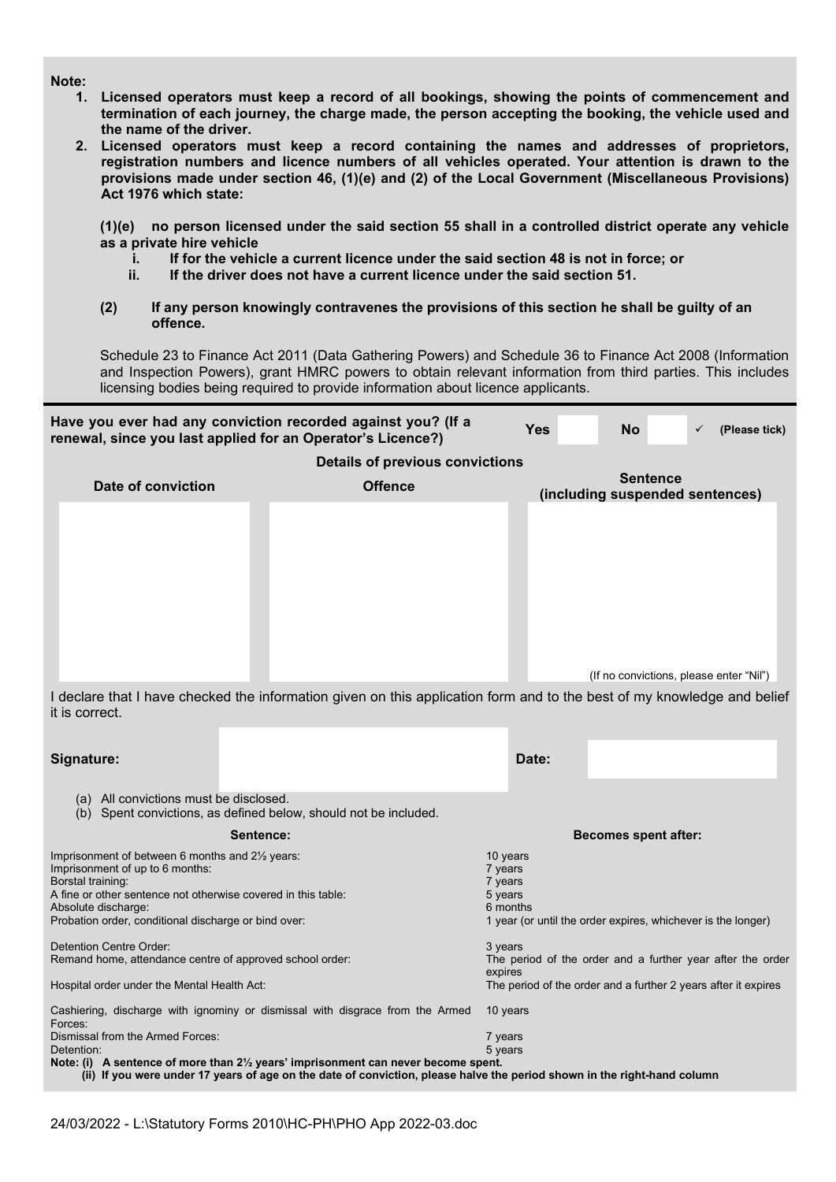**Note:**

1. **Licensed operators must keep a record of all bookings, showing the points of commencement and termination of each journey, the charge made, the person accepting the booking, the vehicle used and the name of the driver.**
2. **Licensed operators must keep a record containing the names and addresses of proprietors, registration numbers and licence numbers of all vehicles operated. Your attention is drawn to the provisions made under section 46, (1)(e) and (2) of the Local Government (Miscellaneous Provisions) Act 1976 which state:**

   **(1)(e) no person licensed under the said section 55 shall in a controlled district operate any vehicle as a private hire vehicle**

   **i. If for the vehicle a current licence under the said section 48 is not in force; or**

   **ii. If the driver does not have a current licence under the said section 51.**

   **(2) If any person knowingly contravenes the provisions of this section he shall be guilty of an offence.**

   Schedule 23 to Finance Act 2011 (Data Gathering Powers) and Schedule 36 to Finance Act 2008 (Information and Inspection Powers), grant HMRC powers to obtain relevant information from third parties. This includes licensing bodies being required to provide information about licence applicants.

---

**Have you ever had any conviction recorded against you? (If a renewal, since you last applied for an Operator's Licence?)** **Yes** ☐ **No** ☐ ✓ **(Please tick)**

**Details of previous convictions**

| Date of conviction | Offence | Sentence (including suspended sentences) |
|---|---|---|
| | | (If no convictions, please enter "Nil") |

I declare that I have checked the information given on this application form and to the best of my knowledge and belief it is correct.

**Signature:** ____________________ **Date:** ____________________

(a) All convictions must be disclosed.
(b) Spent convictions, as defined below, should not be included.

| Sentence: | Becomes spent after: |
|---|---|
| Imprisonment of between 6 months and 2½ years: | 10 years |
| Imprisonment of up to 6 months: | 7 years |
| Borstal training: | 7 years |
| A fine or other sentence not otherwise covered in this table: | 5 years |
| Absolute discharge: | 6 months |
| Probation order, conditional discharge or bind over: | 1 year (or until the order expires, whichever is the longer) |
| Detention Centre Order: | 3 years |
| Remand home, attendance centre of approved school order: | The period of the order and a further year after the order expires |
| Hospital order under the Mental Health Act: | The period of the order and a further 2 years after it expires |
| Cashiering, discharge with ignominy or dismissal with disgrace from the Armed Forces: | 10 years |
| Dismissal from the Armed Forces: | 7 years |
| Detention: | 5 years |

**Note: (i) A sentence of more than 2½ years' imprisonment can never become spent.**
**(ii) If you were under 17 years of age on the date of conviction, please halve the period shown in the right-hand column**

24/03/2022 - L:\Statutory Forms 2010\HC-PH\PHO App 2022-03.doc